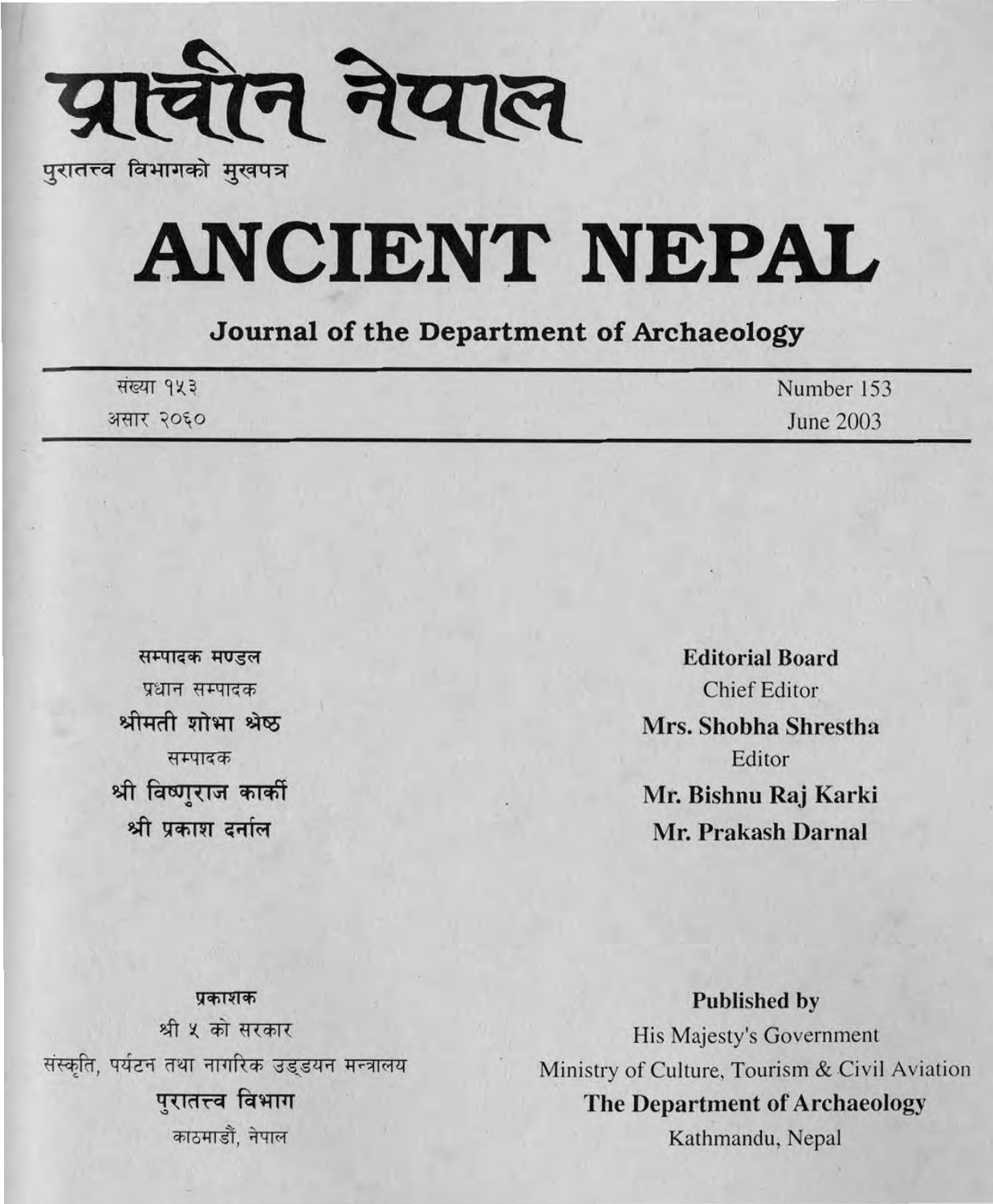# प्राचीन नेपाल

पुरातत्त्व विभागको मुखपत्र

# ANCIENT NEPAL

## Journal of the Department of Archaeology

| | |
|---|---|
| संख्या १५३ | Number 153 |
| असार २०६० | June 2003 |

**सम्पादक मण्डल**

प्रधान सम्पादक

**श्रीमती शोभा श्रेष्ठ**

सम्पादक

**श्री विष्णुराज कार्की**

**श्री प्रकाश दर्नाल**

**Editorial Board**

Chief Editor

**Mrs. Shobha Shrestha**

Editor

**Mr. Bishnu Raj Karki**

**Mr. Prakash Darnal**

**प्रकाशक**

श्री ५ को सरकार

संस्कृति, पर्यटन तथा नागरिक उड्डयन मन्त्रालय

**पुरातत्त्व विभाग**

काठमाडौं, नेपाल

**Published by**

His Majesty's Government

Ministry of Culture, Tourism & Civil Aviation

**The Department of Archaeology**

Kathmandu, Nepal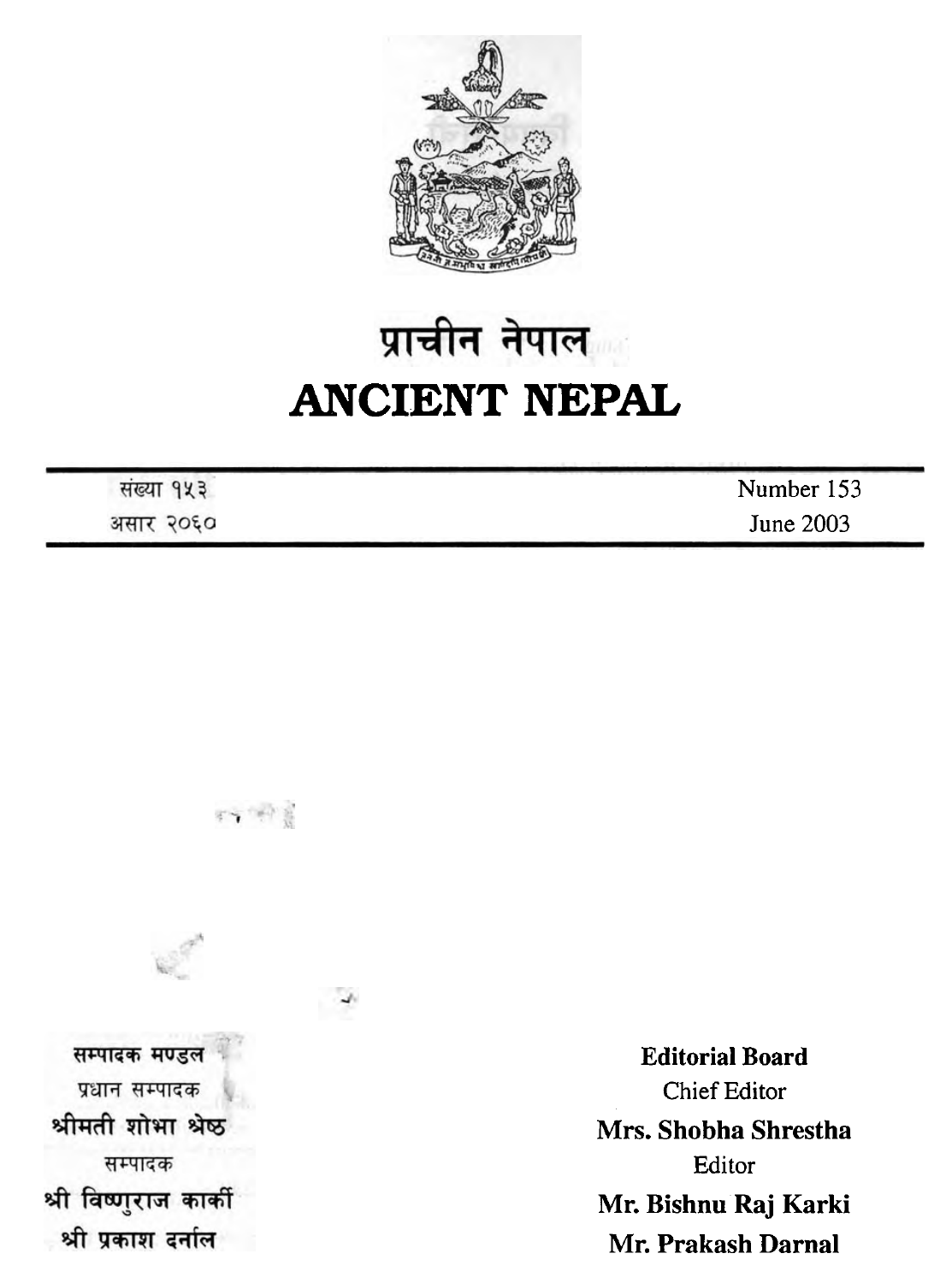# प्राचीन नेपाल
# ANCIENT NEPAL

| संख्या १५३ | Number 153 |
|---|---|
| असार २०६० | June 2003 |

**सम्पादक मण्डल**

प्रधान सम्पादक

**श्रीमती शोभा श्रेष्ठ**

सम्पादक

**श्री विष्णुराज कार्की**

**श्री प्रकाश दर्नाल**

**Editorial Board**

Chief Editor

**Mrs. Shobha Shrestha**

Editor

**Mr. Bishnu Raj Karki**

**Mr. Prakash Darnal**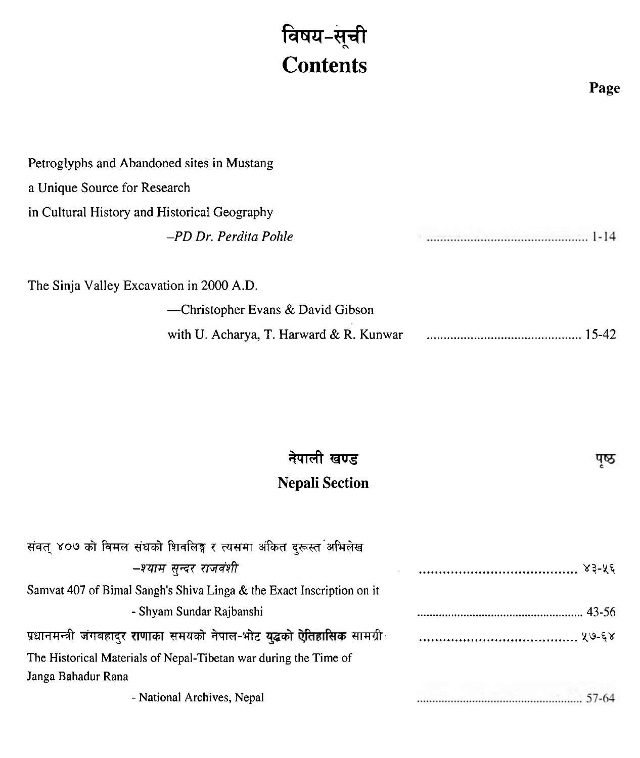# विषय-सूची
# Contents

**Page**

Petroglyphs and Abandoned sites in Mustang
a Unique Source for Research
in Cultural History and Historical Geography
*–PD Dr. Perdita Pohle* ............................................ 1-14

The Sinja Valley Excavation in 2000 A.D.
—Christopher Evans & David Gibson
with U. Acharya, T. Harward & R. Kunwar ............................................ 15-42

## नेपाली खण्ड
## Nepali Section

**पृष्ठ**

संवत् ४०७ को विमल संघको शिवलिङ्ग र त्यसमा अंकित दुरूस्त अभिलेख
*–श्याम सुन्दर राजवंशी* ............................................ ४३-५६

Samvat 407 of Bimal Sangh's Shiva Linga & the Exact Inscription on it
- Shyam Sundar Rajbanshi ............................................ 43-56

प्रधानमन्त्री जंगबहादुर **राणाका** समयको नेपाल-भोट **युद्धको ऐतिहासिक** सामग्री ............................................ ५७-६४

The Historical Materials of Nepal-Tibetan war during the Time of Janga Bahadur Rana
- National Archives, Nepal ............................................ 57-64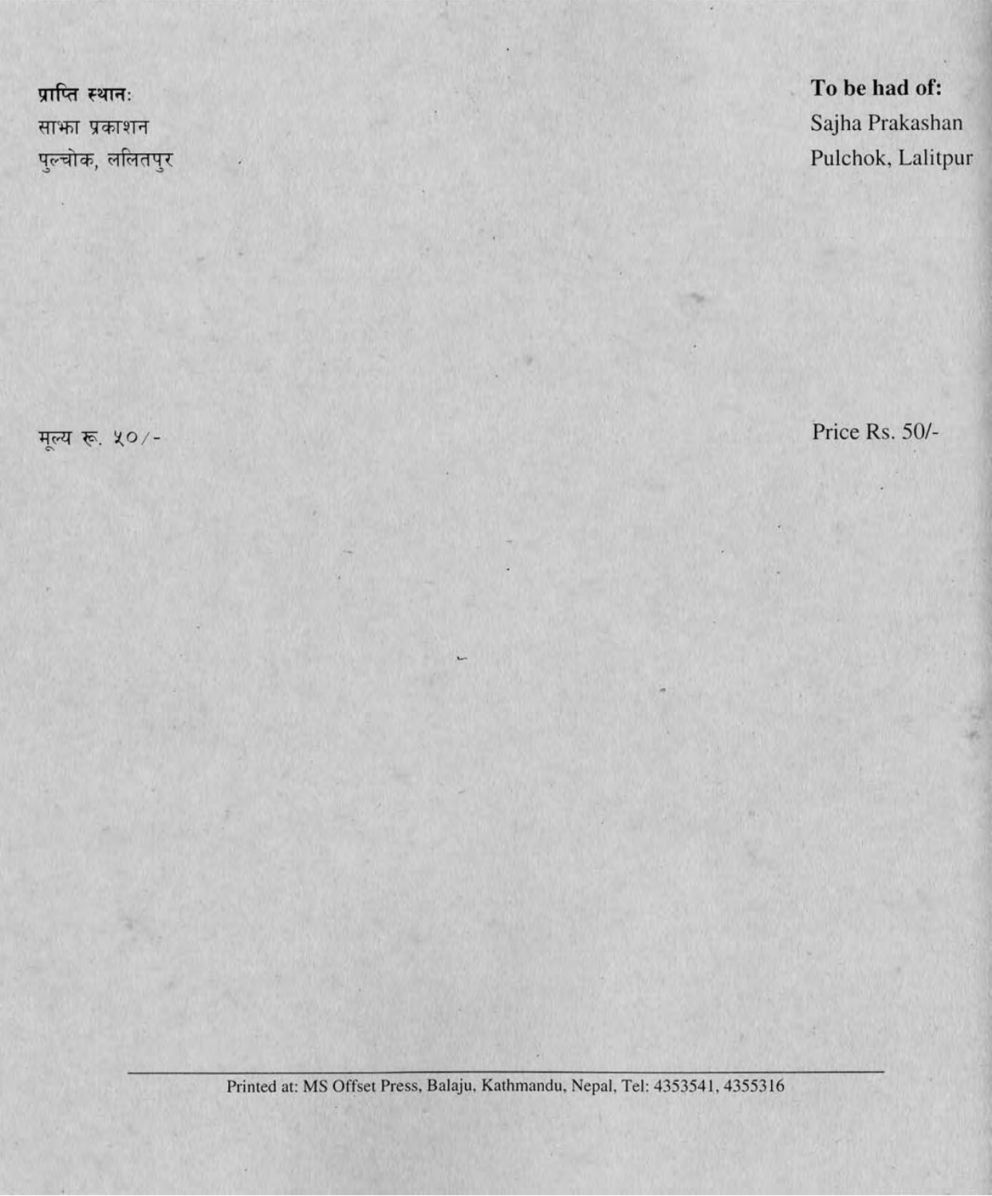**प्राप्ति स्थान:**
साझा प्रकाशन
पुल्चोक, ललितपुर

**To be had of:**
Sajha Prakashan
Pulchok, Lalitpur

मूल्य रू. ५०/-

Price Rs. 50/-

---

Printed at: MS Offset Press, Balaju, Kathmandu, Nepal, Tel: 4353541, 4355316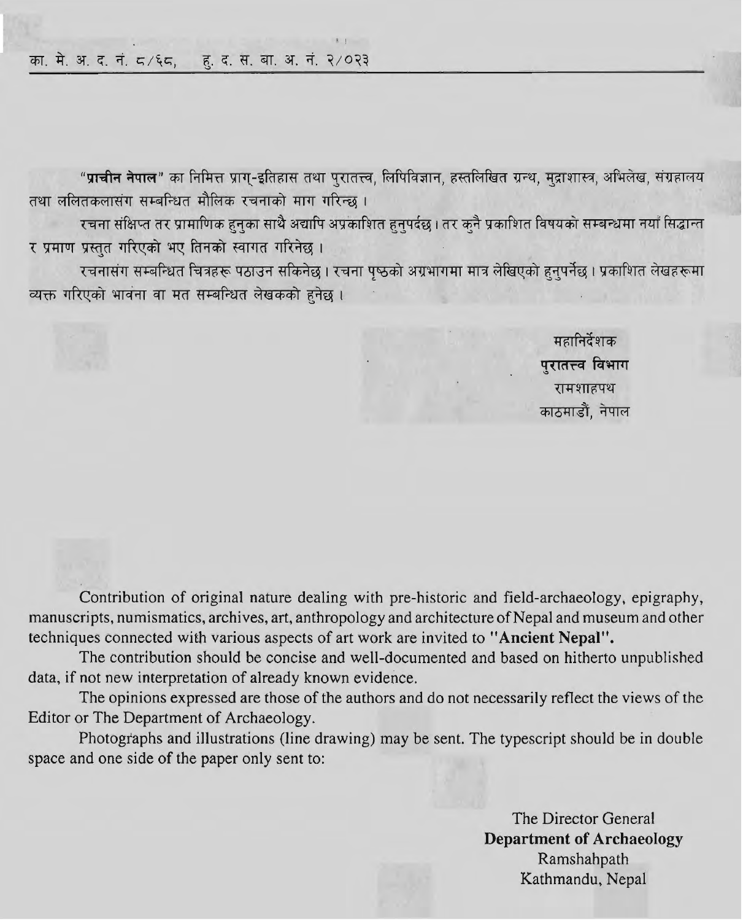का. मे. अ. द. नं. ८/६८, ह. द. स. बा. अ. नं. २/०२३

"**प्राचीन नेपाल**" का निमित्त प्राग्-इतिहास तथा पुरातत्त्व, लिपिविज्ञान, हस्तलिखित ग्रन्थ, मुद्राशास्त्र, अभिलेख, संग्रहालय तथा ललितकलासंग सम्बन्धित मौलिक रचनाको माग गरिन्छ ।

रचना संक्षिप्त तर प्रामाणिक हुनुका साथै अद्यापि अप्रकाशित हुनुपर्दछ । तर कुनै प्रकाशित विषयको सम्बन्धमा नयाँ सिद्धान्त र प्रमाण प्रस्तुत गरिएको भए तिनको स्वागत गरिनेछ ।

रचनासंग सम्बन्धित चित्रहरू पठाउन सकिनेछ । रचना पृष्ठको अग्रभागमा मात्र लेखिएको हुनुपर्नेछ । प्रकाशित लेखहरूमा व्यक्त गरिएको भावना वा मत सम्बन्धित लेखकको हुनेछ ।

महानिर्देशक
**पुरातत्त्व विभाग**
रामशाहपथ
काठमाडौं, नेपाल

Contribution of original nature dealing with pre-historic and field-archaeology, epigraphy, manuscripts, numismatics, archives, art, anthropology and architecture of Nepal and museum and other techniques connected with various aspects of art work are invited to **"Ancient Nepal".**

The contribution should be concise and well-documented and based on hitherto unpublished data, if not new interpretation of already known evidence.

The opinions expressed are those of the authors and do not necessarily reflect the views of the Editor or The Department of Archaeology.

Photographs and illustrations (line drawing) may be sent. The typescript should be in double space and one side of the paper only sent to:

The Director General
**Department of Archaeology**
Ramshahpath
Kathmandu, Nepal